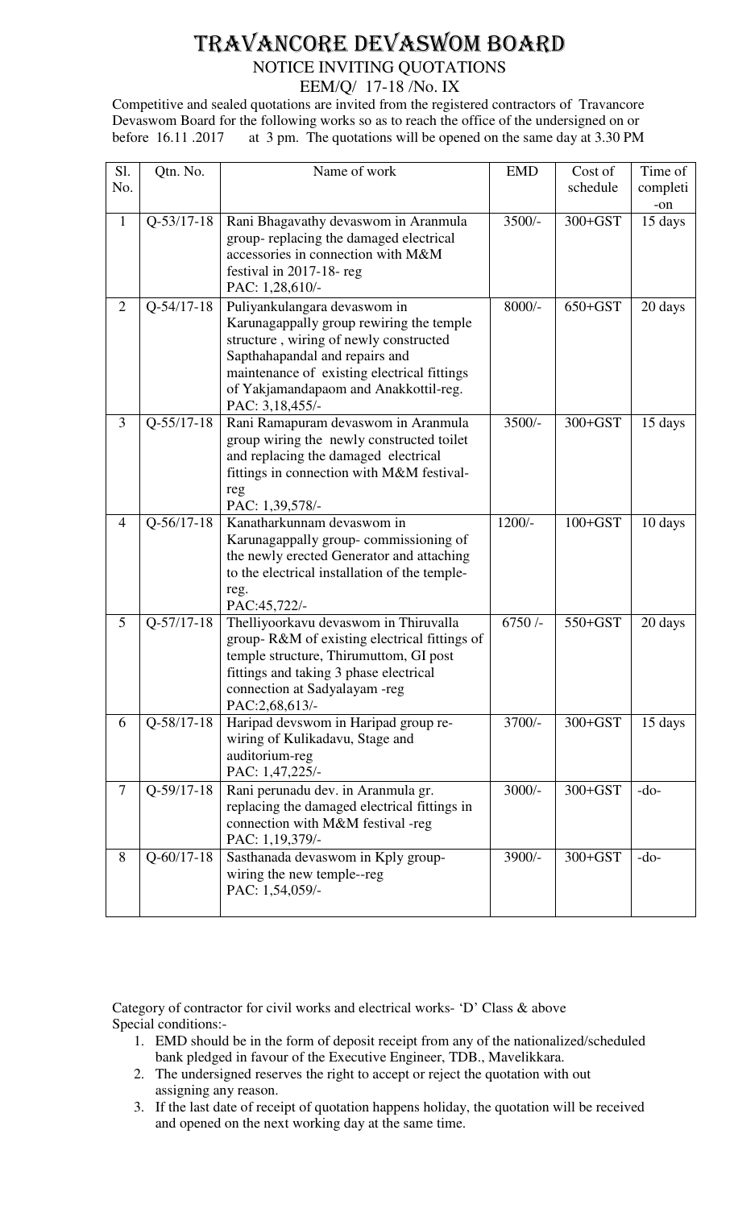# TRAVANCORE DEVASWOM BOARD

## NOTICE INVITING QUOTATIONS

### EEM/Q/ 17-18 /No. IX

Competitive and sealed quotations are invited from the registered contractors of Travancore Devaswom Board for the following works so as to reach the office of the undersigned on or before 16.11 .2017 at 3 pm. The quotations will be opened on the same day at 3.30 PM

| Sl. No. | Qtn. No. | Name of work | EMD | Cost of schedule | Time of completi-on |
|---|---|---|---|---|---|
| 1 | Q-53/17-18 | Rani Bhagavathy devaswom in Aranmula group- replacing the damaged electrical accessories in connection with M&M festival in 2017-18- reg<br>PAC: 1,28,610/- | 3500/- | 300+GST | 15 days |
| 2 | Q-54/17-18 | Puliyankulangara devaswom in Karunagappally group rewiring the temple structure , wiring of newly constructed Sapthahapandal and repairs and maintenance of existing electrical fittings of Yakjamandapaom and Anakkottil-reg.<br>PAC: 3,18,455/- | 8000/- | 650+GST | 20 days |
| 3 | Q-55/17-18 | Rani Ramapuram devaswom in Aranmula group wiring the newly constructed toilet and replacing the damaged electrical fittings in connection with M&M festival-reg<br>PAC: 1,39,578/- | 3500/- | 300+GST | 15 days |
| 4 | Q-56/17-18 | Kanatharkunnam devaswom in Karunagappally group- commissioning of the newly erected Generator and attaching to the electrical installation of the temple-reg.<br>PAC:45,722/- | 1200/- | 100+GST | 10 days |
| 5 | Q-57/17-18 | Thelliyoorkavu devaswom in Thiruvalla group- R&M of existing electrical fittings of temple structure, Thirumuttom, GI post fittings and taking 3 phase electrical connection at Sadyalayam -reg<br>PAC:2,68,613/- | 6750 /- | 550+GST | 20 days |
| 6 | Q-58/17-18 | Haripad devswom in Haripad group re-wiring of Kulikadavu, Stage and auditorium-reg<br>PAC: 1,47,225/- | 3700/- | 300+GST | 15 days |
| 7 | Q-59/17-18 | Rani perunadu dev. in Aranmula gr. replacing the damaged electrical fittings in connection with M&M festival -reg<br>PAC: 1,19,379/- | 3000/- | 300+GST | -do- |
| 8 | Q-60/17-18 | Sasthanada devaswom in Kply group- wiring the new temple--reg<br>PAC: 1,54,059/- | 3900/- | 300+GST | -do- |

Category of contractor for civil works and electrical works- 'D' Class & above

Special conditions:-

1. EMD should be in the form of deposit receipt from any of the nationalized/scheduled bank pledged in favour of the Executive Engineer, TDB., Mavelikkara.
2. The undersigned reserves the right to accept or reject the quotation with out assigning any reason.
3. If the last date of receipt of quotation happens holiday, the quotation will be received and opened on the next working day at the same time.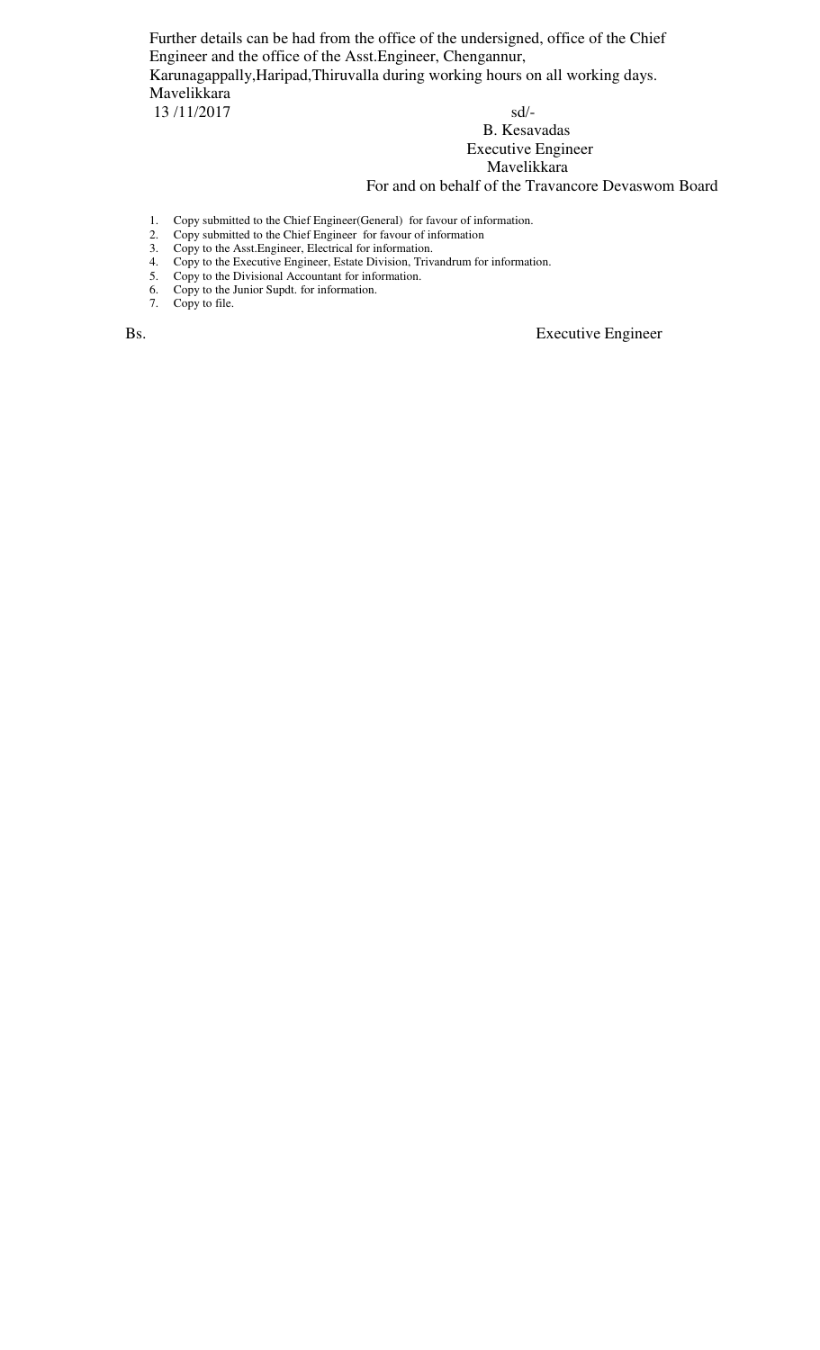Further details can be had from the office of the undersigned, office of the Chief Engineer and the office of the Asst.Engineer, Chengannur, Karunagappally,Haripad,Thiruvalla during working hours on all working days.

Mavelikkara
13 /11/2017

sd/-
B. Kesavadas
Executive Engineer
Mavelikkara
For and on behalf of the Travancore Devaswom Board

1. Copy submitted to the Chief Engineer(General) for favour of information.
2. Copy submitted to the Chief Engineer for favour of information
3. Copy to the Asst.Engineer, Electrical for information.
4. Copy to the Executive Engineer, Estate Division, Trivandrum for information.
5. Copy to the Divisional Accountant for information.
6. Copy to the Junior Supdt. for information.
7. Copy to file.

Bs.

Executive Engineer